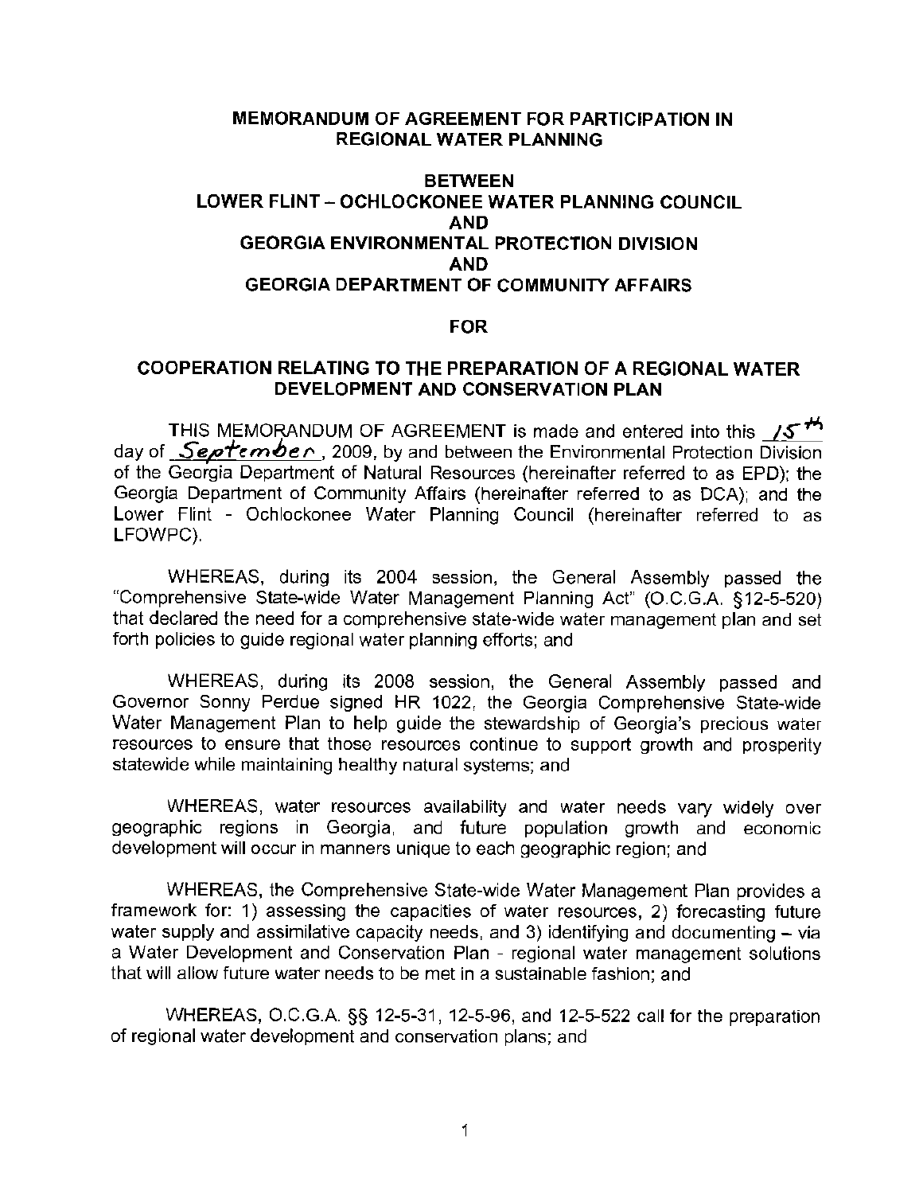# MEMORANDUM OF AGREEMENT FOR PARTICIPATION IN REGIONAL WATER PLANNING

## BETWEEN
## LOWER FLINT – OCHLOCKONEE WATER PLANNING COUNCIL
## AND
## GEORGIA ENVIRONMENTAL PROTECTION DIVISION
## AND
## GEORGIA DEPARTMENT OF COMMUNITY AFFAIRS

## FOR

## COOPERATION RELATING TO THE PREPARATION OF A REGIONAL WATER DEVELOPMENT AND CONSERVATION PLAN

THIS MEMORANDUM OF AGREEMENT is made and entered into this 15th day of September, 2009, by and between the Environmental Protection Division of the Georgia Department of Natural Resources (hereinafter referred to as EPD); the Georgia Department of Community Affairs (hereinafter referred to as DCA); and the Lower Flint - Ochlockonee Water Planning Council (hereinafter referred to as LFOWPC).

WHEREAS, during its 2004 session, the General Assembly passed the "Comprehensive State-wide Water Management Planning Act" (O.C.G.A. §12-5-520) that declared the need for a comprehensive state-wide water management plan and set forth policies to guide regional water planning efforts; and

WHEREAS, during its 2008 session, the General Assembly passed and Governor Sonny Perdue signed HR 1022, the Georgia Comprehensive State-wide Water Management Plan to help guide the stewardship of Georgia's precious water resources to ensure that those resources continue to support growth and prosperity statewide while maintaining healthy natural systems; and

WHEREAS, water resources availability and water needs vary widely over geographic regions in Georgia, and future population growth and economic development will occur in manners unique to each geographic region; and

WHEREAS, the Comprehensive State-wide Water Management Plan provides a framework for: 1) assessing the capacities of water resources, 2) forecasting future water supply and assimilative capacity needs, and 3) identifying and documenting – via a Water Development and Conservation Plan - regional water management solutions that will allow future water needs to be met in a sustainable fashion; and

WHEREAS, O.C.G.A. §§ 12-5-31, 12-5-96, and 12-5-522 call for the preparation of regional water development and conservation plans; and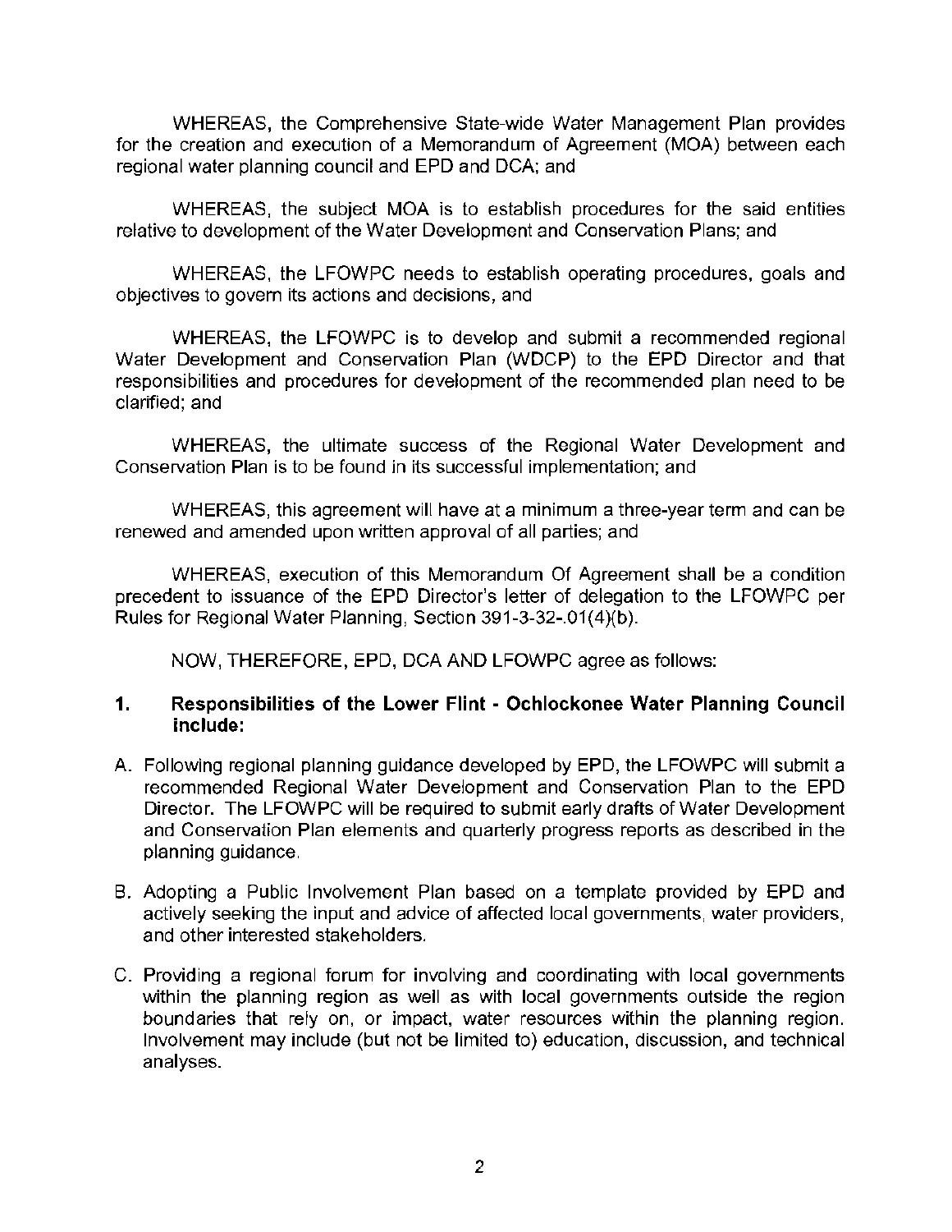WHEREAS, the Comprehensive State-wide Water Management Plan provides for the creation and execution of a Memorandum of Agreement (MOA) between each regional water planning council and EPD and DCA; and

WHEREAS, the subject MOA is to establish procedures for the said entities relative to development of the Water Development and Conservation Plans; and

WHEREAS, the LFOWPC needs to establish operating procedures, goals and objectives to govern its actions and decisions, and

WHEREAS, the LFOWPC is to develop and submit a recommended regional Water Development and Conservation Plan (WDCP) to the EPD Director and that responsibilities and procedures for development of the recommended plan need to be clarified; and

WHEREAS, the ultimate success of the Regional Water Development and Conservation Plan is to be found in its successful implementation; and

WHEREAS, this agreement will have at a minimum a three-year term and can be renewed and amended upon written approval of all parties; and

WHEREAS, execution of this Memorandum Of Agreement shall be a condition precedent to issuance of the EPD Director's letter of delegation to the LFOWPC per Rules for Regional Water Planning, Section 391-3-32-.01(4)(b).

NOW, THEREFORE, EPD, DCA AND LFOWPC agree as follows:

## 1. Responsibilities of the Lower Flint - Ochlockonee Water Planning Council include:

A. Following regional planning guidance developed by EPD, the LFOWPC will submit a recommended Regional Water Development and Conservation Plan to the EPD Director. The LFOWPC will be required to submit early drafts of Water Development and Conservation Plan elements and quarterly progress reports as described in the planning guidance.

B. Adopting a Public Involvement Plan based on a template provided by EPD and actively seeking the input and advice of affected local governments, water providers, and other interested stakeholders.

C. Providing a regional forum for involving and coordinating with local governments within the planning region as well as with local governments outside the region boundaries that rely on, or impact, water resources within the planning region. Involvement may include (but not be limited to) education, discussion, and technical analyses.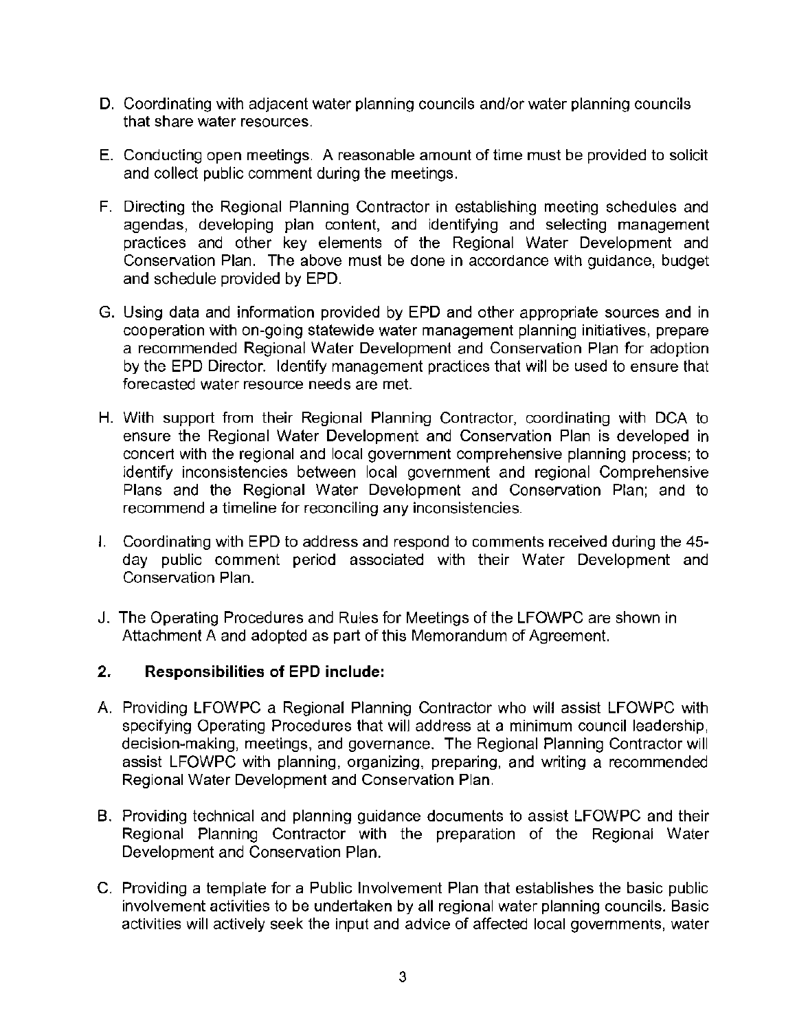D. Coordinating with adjacent water planning councils and/or water planning councils that share water resources.

E. Conducting open meetings. A reasonable amount of time must be provided to solicit and collect public comment during the meetings.

F. Directing the Regional Planning Contractor in establishing meeting schedules and agendas, developing plan content, and identifying and selecting management practices and other key elements of the Regional Water Development and Conservation Plan. The above must be done in accordance with guidance, budget and schedule provided by EPD.

G. Using data and information provided by EPD and other appropriate sources and in cooperation with on-going statewide water management planning initiatives, prepare a recommended Regional Water Development and Conservation Plan for adoption by the EPD Director. Identify management practices that will be used to ensure that forecasted water resource needs are met.

H. With support from their Regional Planning Contractor, coordinating with DCA to ensure the Regional Water Development and Conservation Plan is developed in concert with the regional and local government comprehensive planning process; to identify inconsistencies between local government and regional Comprehensive Plans and the Regional Water Development and Conservation Plan; and to recommend a timeline for reconciling any inconsistencies.

I. Coordinating with EPD to address and respond to comments received during the 45-day public comment period associated with their Water Development and Conservation Plan.

J. The Operating Procedures and Rules for Meetings of the LFOWPC are shown in Attachment A and adopted as part of this Memorandum of Agreement.

## 2. Responsibilities of EPD include:

A. Providing LFOWPC a Regional Planning Contractor who will assist LFOWPC with specifying Operating Procedures that will address at a minimum council leadership, decision-making, meetings, and governance. The Regional Planning Contractor will assist LFOWPC with planning, organizing, preparing, and writing a recommended Regional Water Development and Conservation Plan.

B. Providing technical and planning guidance documents to assist LFOWPC and their Regional Planning Contractor with the preparation of the Regional Water Development and Conservation Plan.

C. Providing a template for a Public Involvement Plan that establishes the basic public involvement activities to be undertaken by all regional water planning councils. Basic activities will actively seek the input and advice of affected local governments, water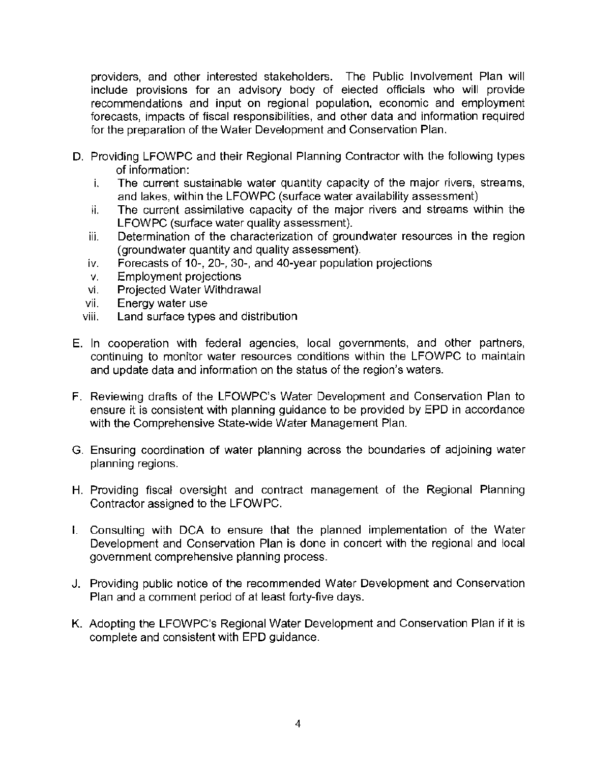providers, and other interested stakeholders. The Public Involvement Plan will include provisions for an advisory body of elected officials who will provide recommendations and input on regional population, economic and employment forecasts, impacts of fiscal responsibilities, and other data and information required for the preparation of the Water Development and Conservation Plan.

D. Providing LFOWPC and their Regional Planning Contractor with the following types of information:
   i. The current sustainable water quantity capacity of the major rivers, streams, and lakes, within the LFOWPC (surface water availability assessment)
   ii. The current assimilative capacity of the major rivers and streams within the LFOWPC (surface water quality assessment).
   iii. Determination of the characterization of groundwater resources in the region (groundwater quantity and quality assessment).
   iv. Forecasts of 10-, 20-, 30-, and 40-year population projections
   v. Employment projections
   vi. Projected Water Withdrawal
   vii. Energy water use
   viii. Land surface types and distribution

E. In cooperation with federal agencies, local governments, and other partners, continuing to monitor water resources conditions within the LFOWPC to maintain and update data and information on the status of the region's waters.

F. Reviewing drafts of the LFOWPC's Water Development and Conservation Plan to ensure it is consistent with planning guidance to be provided by EPD in accordance with the Comprehensive State-wide Water Management Plan.

G. Ensuring coordination of water planning across the boundaries of adjoining water planning regions.

H. Providing fiscal oversight and contract management of the Regional Planning Contractor assigned to the LFOWPC.

I. Consulting with DCA to ensure that the planned implementation of the Water Development and Conservation Plan is done in concert with the regional and local government comprehensive planning process.

J. Providing public notice of the recommended Water Development and Conservation Plan and a comment period of at least forty-five days.

K. Adopting the LFOWPC's Regional Water Development and Conservation Plan if it is complete and consistent with EPD guidance.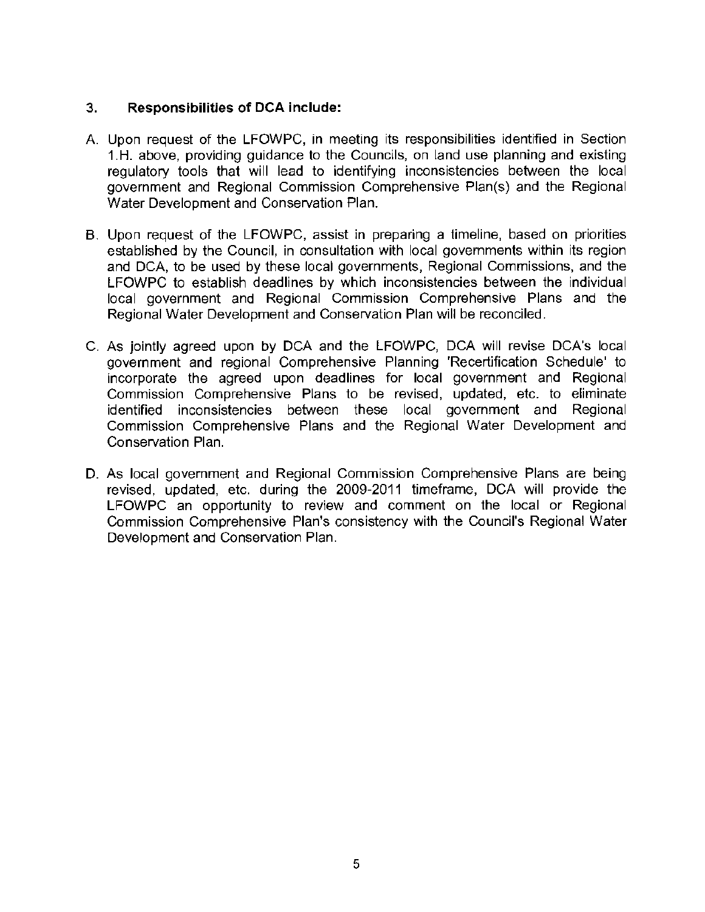### 3. Responsibilities of DCA include:

A. Upon request of the LFOWPC, in meeting its responsibilities identified in Section 1.H. above, providing guidance to the Councils, on land use planning and existing regulatory tools that will lead to identifying inconsistencies between the local government and Regional Commission Comprehensive Plan(s) and the Regional Water Development and Conservation Plan.

B. Upon request of the LFOWPC, assist in preparing a timeline, based on priorities established by the Council, in consultation with local governments within its region and DCA, to be used by these local governments, Regional Commissions, and the LFOWPC to establish deadlines by which inconsistencies between the individual local government and Regional Commission Comprehensive Plans and the Regional Water Development and Conservation Plan will be reconciled.

C. As jointly agreed upon by DCA and the LFOWPC, DCA will revise DCA's local government and regional Comprehensive Planning 'Recertification Schedule' to incorporate the agreed upon deadlines for local government and Regional Commission Comprehensive Plans to be revised, updated, etc. to eliminate identified inconsistencies between these local government and Regional Commission Comprehensive Plans and the Regional Water Development and Conservation Plan.

D. As local government and Regional Commission Comprehensive Plans are being revised, updated, etc. during the 2009-2011 timeframe, DCA will provide the LFOWPC an opportunity to review and comment on the local or Regional Commission Comprehensive Plan's consistency with the Council's Regional Water Development and Conservation Plan.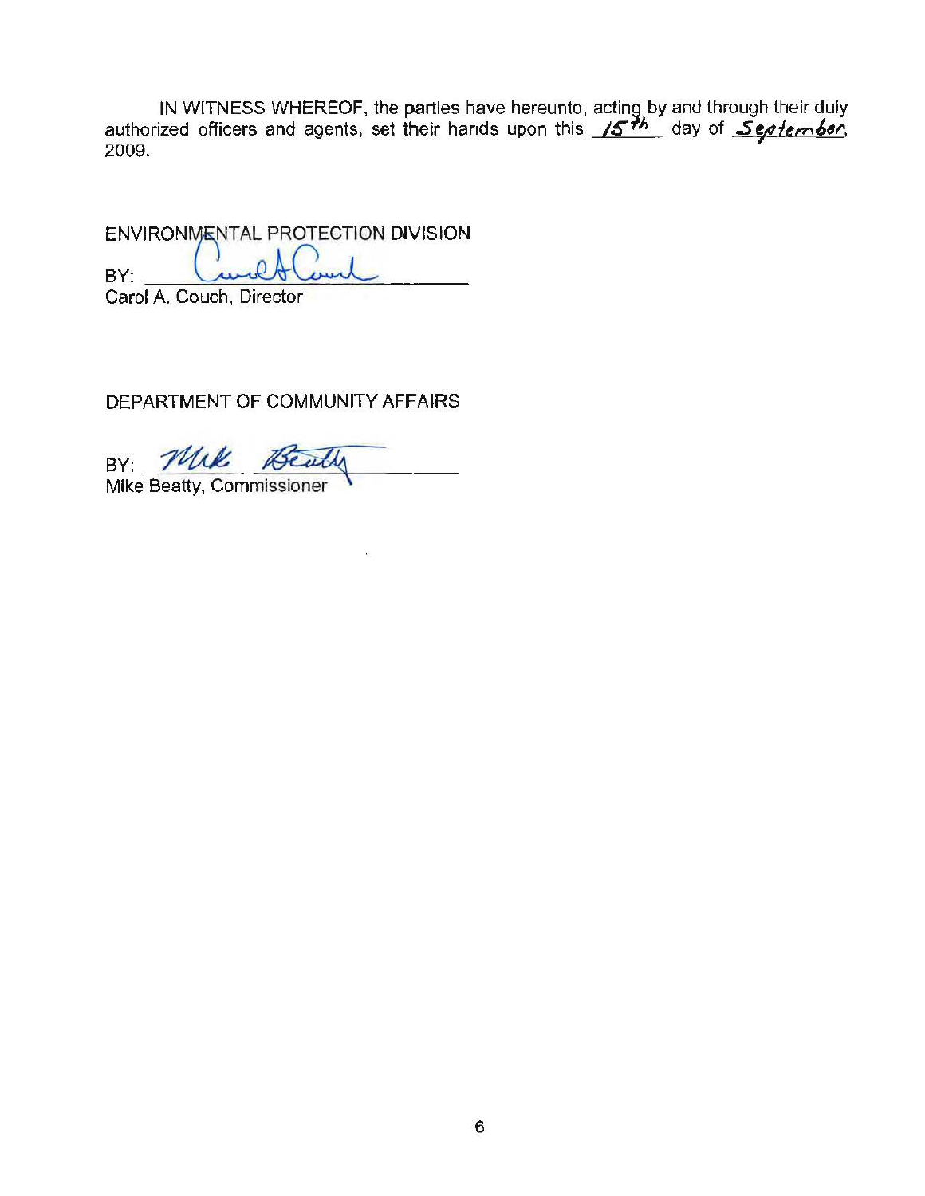IN WITNESS WHEREOF, the parties have hereunto, acting by and through their duly authorized officers and agents, set their hands upon this 15th day of September, 2009.

ENVIRONMENTAL PROTECTION DIVISION

BY: Carol A. Couch

Carol A. Couch, Director

DEPARTMENT OF COMMUNITY AFFAIRS

BY: Mike Beatty

Mike Beatty, Commissioner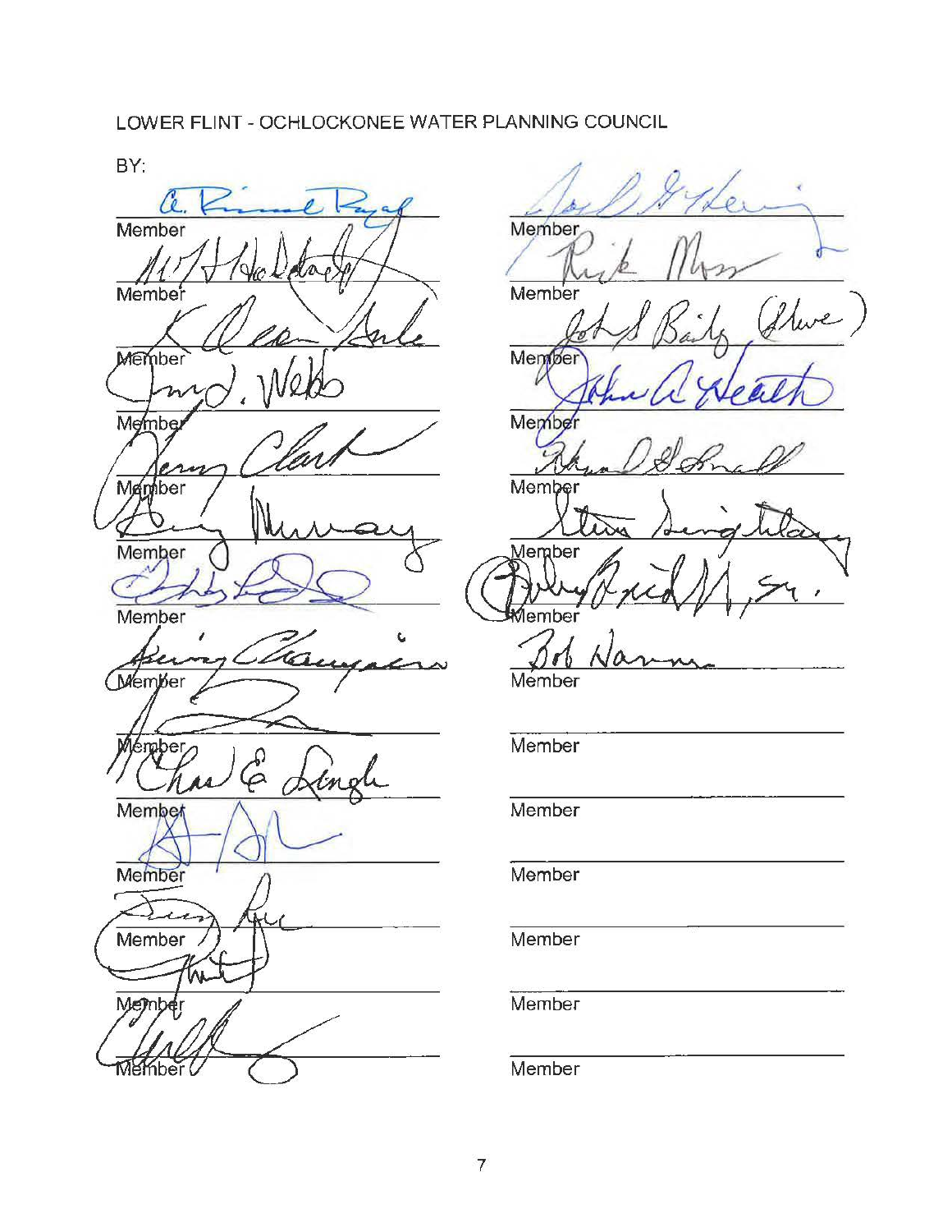LOWER FLINT - OCHLOCKONEE WATER PLANNING COUNCIL

BY:

| | |
|---|---|
| Member | Member |
| Member | Member |
| Member | Member |
| Member | Member |
| Member | Member |
| Member | Member |
| Member | Member |
| Member | Member |
| Member | Member |
| Member | Member |
| Member | Member |
| Member | Member |
| Member | Member |
| Member | Member |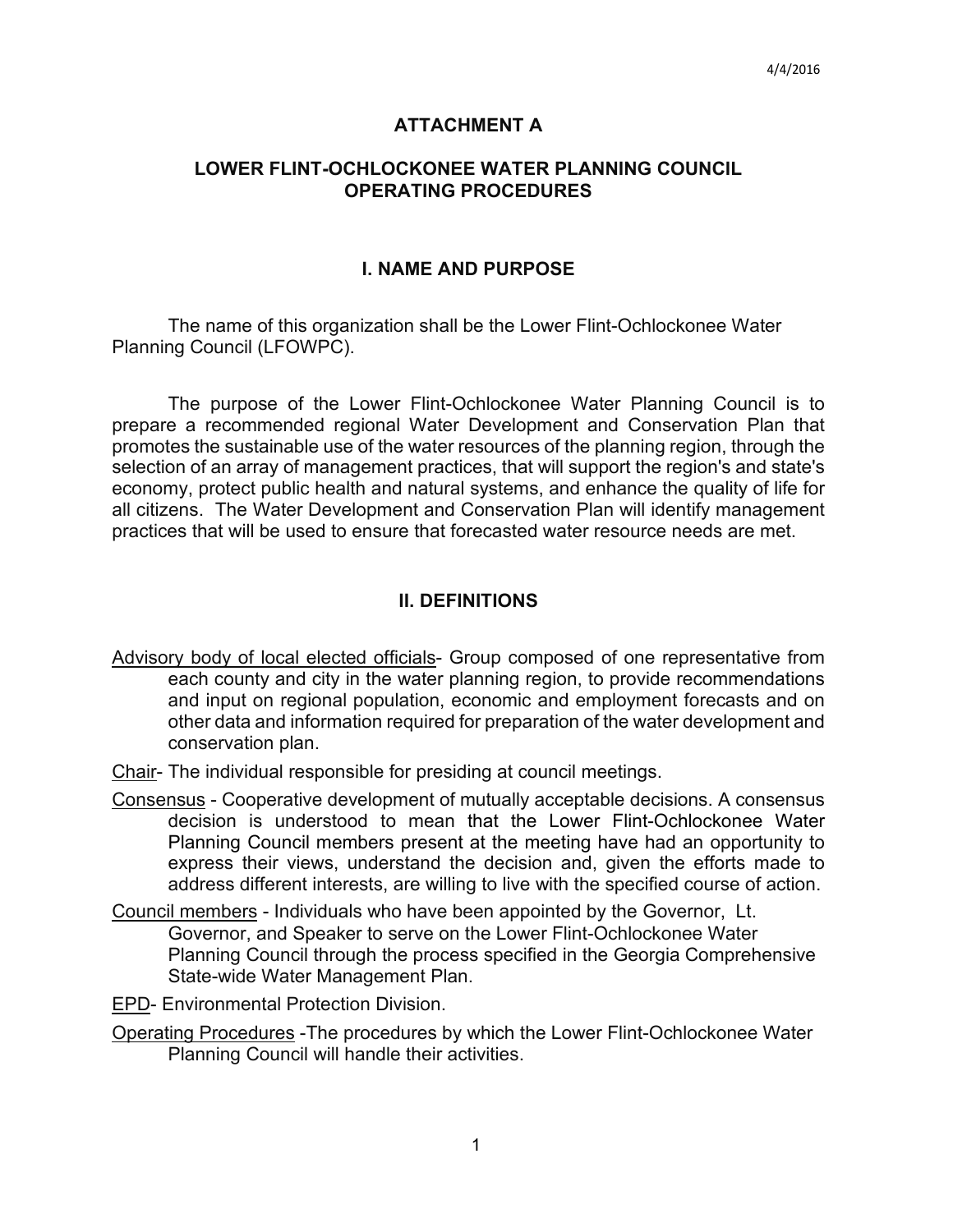4/4/2016

# ATTACHMENT A

## LOWER FLINT-OCHLOCKONEE WATER PLANNING COUNCIL OPERATING PROCEDURES

## I. NAME AND PURPOSE

The name of this organization shall be the Lower Flint-Ochlockonee Water Planning Council (LFOWPC).

The purpose of the Lower Flint-Ochlockonee Water Planning Council is to prepare a recommended regional Water Development and Conservation Plan that promotes the sustainable use of the water resources of the planning region, through the selection of an array of management practices, that will support the region's and state's economy, protect public health and natural systems, and enhance the quality of life for all citizens. The Water Development and Conservation Plan will identify management practices that will be used to ensure that forecasted water resource needs are met.

## II. DEFINITIONS

Advisory body of local elected officials- Group composed of one representative from each county and city in the water planning region, to provide recommendations and input on regional population, economic and employment forecasts and on other data and information required for preparation of the water development and conservation plan.

Chair- The individual responsible for presiding at council meetings.

Consensus - Cooperative development of mutually acceptable decisions. A consensus decision is understood to mean that the Lower Flint-Ochlockonee Water Planning Council members present at the meeting have had an opportunity to express their views, understand the decision and, given the efforts made to address different interests, are willing to live with the specified course of action.

Council members - Individuals who have been appointed by the Governor, Lt. Governor, and Speaker to serve on the Lower Flint-Ochlockonee Water Planning Council through the process specified in the Georgia Comprehensive State-wide Water Management Plan.

EPD- Environmental Protection Division.

Operating Procedures -The procedures by which the Lower Flint-Ochlockonee Water Planning Council will handle their activities.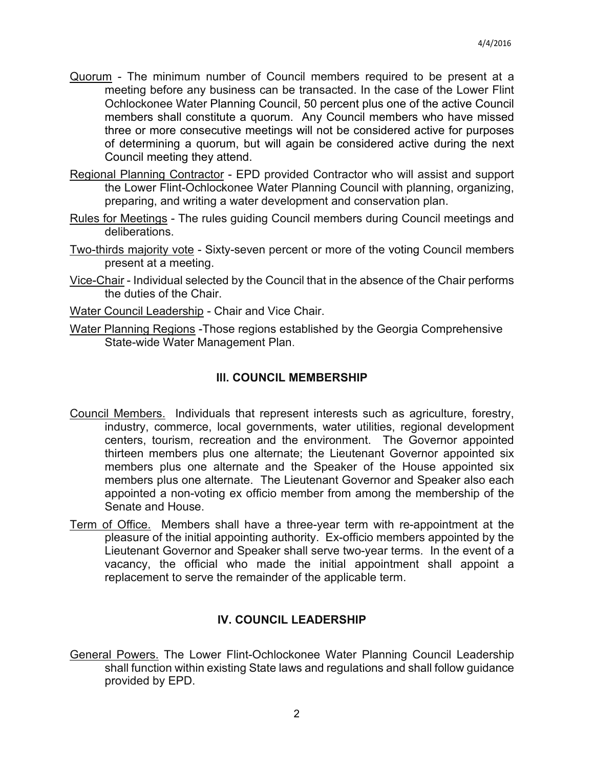Quorum - The minimum number of Council members required to be present at a meeting before any business can be transacted. In the case of the Lower Flint Ochlockonee Water Planning Council, 50 percent plus one of the active Council members shall constitute a quorum. Any Council members who have missed three or more consecutive meetings will not be considered active for purposes of determining a quorum, but will again be considered active during the next Council meeting they attend.

Regional Planning Contractor - EPD provided Contractor who will assist and support the Lower Flint-Ochlockonee Water Planning Council with planning, organizing, preparing, and writing a water development and conservation plan.

Rules for Meetings - The rules guiding Council members during Council meetings and deliberations.

Two-thirds majority vote - Sixty-seven percent or more of the voting Council members present at a meeting.

Vice-Chair - Individual selected by the Council that in the absence of the Chair performs the duties of the Chair.

Water Council Leadership - Chair and Vice Chair.

Water Planning Regions -Those regions established by the Georgia Comprehensive State-wide Water Management Plan.

## III. COUNCIL MEMBERSHIP

Council Members. Individuals that represent interests such as agriculture, forestry, industry, commerce, local governments, water utilities, regional development centers, tourism, recreation and the environment. The Governor appointed thirteen members plus one alternate; the Lieutenant Governor appointed six members plus one alternate and the Speaker of the House appointed six members plus one alternate. The Lieutenant Governor and Speaker also each appointed a non-voting ex officio member from among the membership of the Senate and House.

Term of Office. Members shall have a three-year term with re-appointment at the pleasure of the initial appointing authority. Ex-officio members appointed by the Lieutenant Governor and Speaker shall serve two-year terms. In the event of a vacancy, the official who made the initial appointment shall appoint a replacement to serve the remainder of the applicable term.

## IV. COUNCIL LEADERSHIP

General Powers. The Lower Flint-Ochlockonee Water Planning Council Leadership shall function within existing State laws and regulations and shall follow guidance provided by EPD.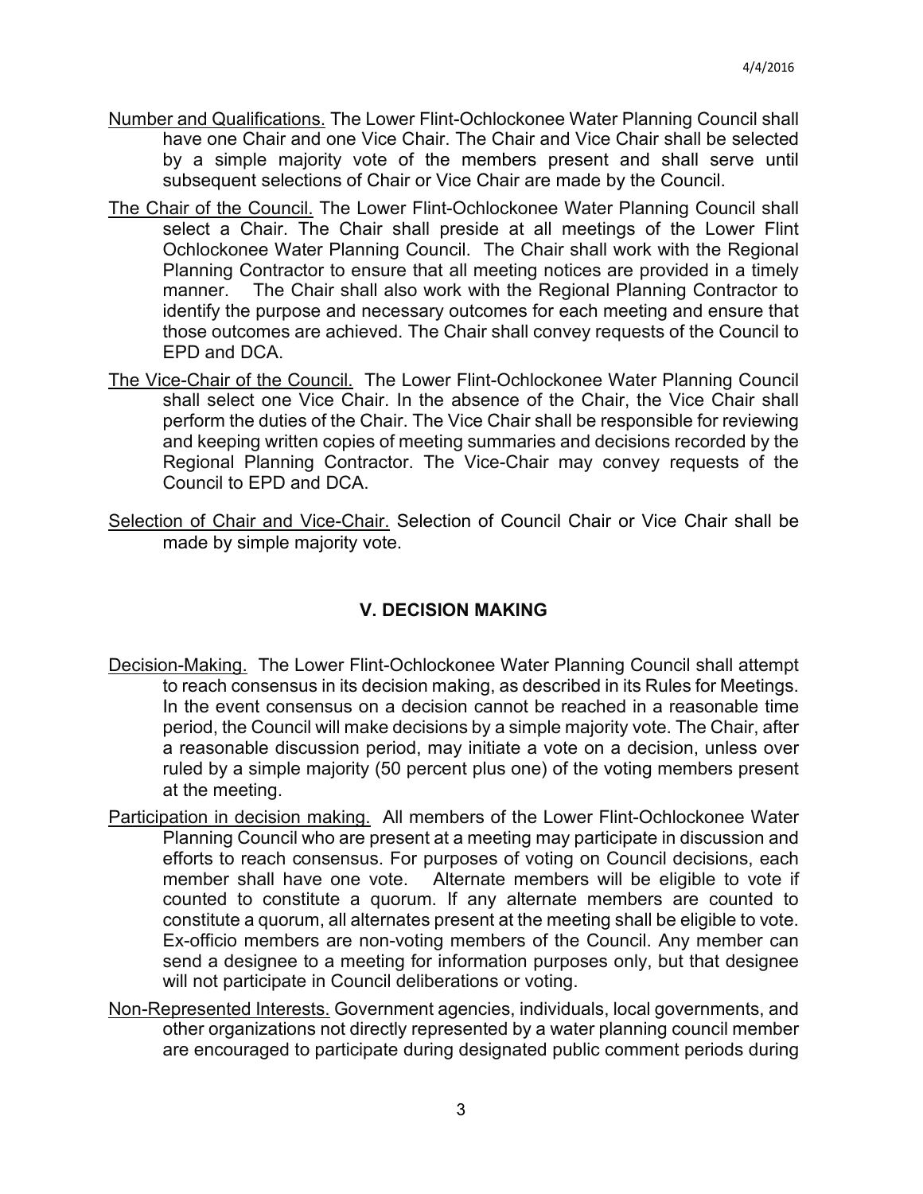Number and Qualifications. The Lower Flint-Ochlockonee Water Planning Council shall have one Chair and one Vice Chair. The Chair and Vice Chair shall be selected by a simple majority vote of the members present and shall serve until subsequent selections of Chair or Vice Chair are made by the Council.

The Chair of the Council. The Lower Flint-Ochlockonee Water Planning Council shall select a Chair. The Chair shall preside at all meetings of the Lower Flint Ochlockonee Water Planning Council. The Chair shall work with the Regional Planning Contractor to ensure that all meeting notices are provided in a timely manner. The Chair shall also work with the Regional Planning Contractor to identify the purpose and necessary outcomes for each meeting and ensure that those outcomes are achieved. The Chair shall convey requests of the Council to EPD and DCA.

The Vice-Chair of the Council. The Lower Flint-Ochlockonee Water Planning Council shall select one Vice Chair. In the absence of the Chair, the Vice Chair shall perform the duties of the Chair. The Vice Chair shall be responsible for reviewing and keeping written copies of meeting summaries and decisions recorded by the Regional Planning Contractor. The Vice-Chair may convey requests of the Council to EPD and DCA.

Selection of Chair and Vice-Chair. Selection of Council Chair or Vice Chair shall be made by simple majority vote.

## V. DECISION MAKING

Decision-Making. The Lower Flint-Ochlockonee Water Planning Council shall attempt to reach consensus in its decision making, as described in its Rules for Meetings. In the event consensus on a decision cannot be reached in a reasonable time period, the Council will make decisions by a simple majority vote. The Chair, after a reasonable discussion period, may initiate a vote on a decision, unless over ruled by a simple majority (50 percent plus one) of the voting members present at the meeting.

Participation in decision making. All members of the Lower Flint-Ochlockonee Water Planning Council who are present at a meeting may participate in discussion and efforts to reach consensus. For purposes of voting on Council decisions, each member shall have one vote. Alternate members will be eligible to vote if counted to constitute a quorum. If any alternate members are counted to constitute a quorum, all alternates present at the meeting shall be eligible to vote. Ex-officio members are non-voting members of the Council. Any member can send a designee to a meeting for information purposes only, but that designee will not participate in Council deliberations or voting.

Non-Represented Interests. Government agencies, individuals, local governments, and other organizations not directly represented by a water planning council member are encouraged to participate during designated public comment periods during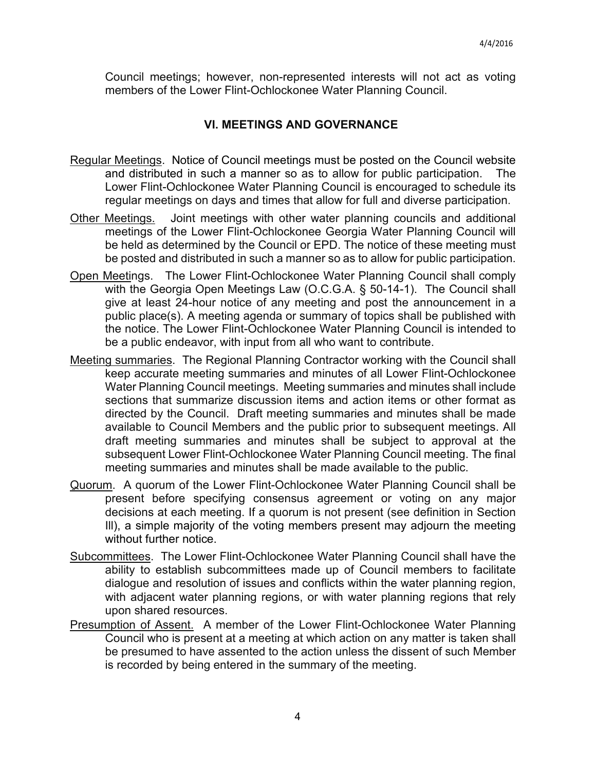Council meetings; however, non-represented interests will not act as voting members of the Lower Flint-Ochlockonee Water Planning Council.

## VI. MEETINGS AND GOVERNANCE

Regular Meetings. Notice of Council meetings must be posted on the Council website and distributed in such a manner so as to allow for public participation. The Lower Flint-Ochlockonee Water Planning Council is encouraged to schedule its regular meetings on days and times that allow for full and diverse participation.

Other Meetings. Joint meetings with other water planning councils and additional meetings of the Lower Flint-Ochlockonee Georgia Water Planning Council will be held as determined by the Council or EPD. The notice of these meeting must be posted and distributed in such a manner so as to allow for public participation.

Open Meetings. The Lower Flint-Ochlockonee Water Planning Council shall comply with the Georgia Open Meetings Law (O.C.G.A. § 50-14-1). The Council shall give at least 24-hour notice of any meeting and post the announcement in a public place(s). A meeting agenda or summary of topics shall be published with the notice. The Lower Flint-Ochlockonee Water Planning Council is intended to be a public endeavor, with input from all who want to contribute.

Meeting summaries. The Regional Planning Contractor working with the Council shall keep accurate meeting summaries and minutes of all Lower Flint-Ochlockonee Water Planning Council meetings. Meeting summaries and minutes shall include sections that summarize discussion items and action items or other format as directed by the Council. Draft meeting summaries and minutes shall be made available to Council Members and the public prior to subsequent meetings. All draft meeting summaries and minutes shall be subject to approval at the subsequent Lower Flint-Ochlockonee Water Planning Council meeting. The final meeting summaries and minutes shall be made available to the public.

Quorum. A quorum of the Lower Flint-Ochlockonee Water Planning Council shall be present before specifying consensus agreement or voting on any major decisions at each meeting. If a quorum is not present (see definition in Section III), a simple majority of the voting members present may adjourn the meeting without further notice.

Subcommittees. The Lower Flint-Ochlockonee Water Planning Council shall have the ability to establish subcommittees made up of Council members to facilitate dialogue and resolution of issues and conflicts within the water planning region, with adjacent water planning regions, or with water planning regions that rely upon shared resources.

Presumption of Assent. A member of the Lower Flint-Ochlockonee Water Planning Council who is present at a meeting at which action on any matter is taken shall be presumed to have assented to the action unless the dissent of such Member is recorded by being entered in the summary of the meeting.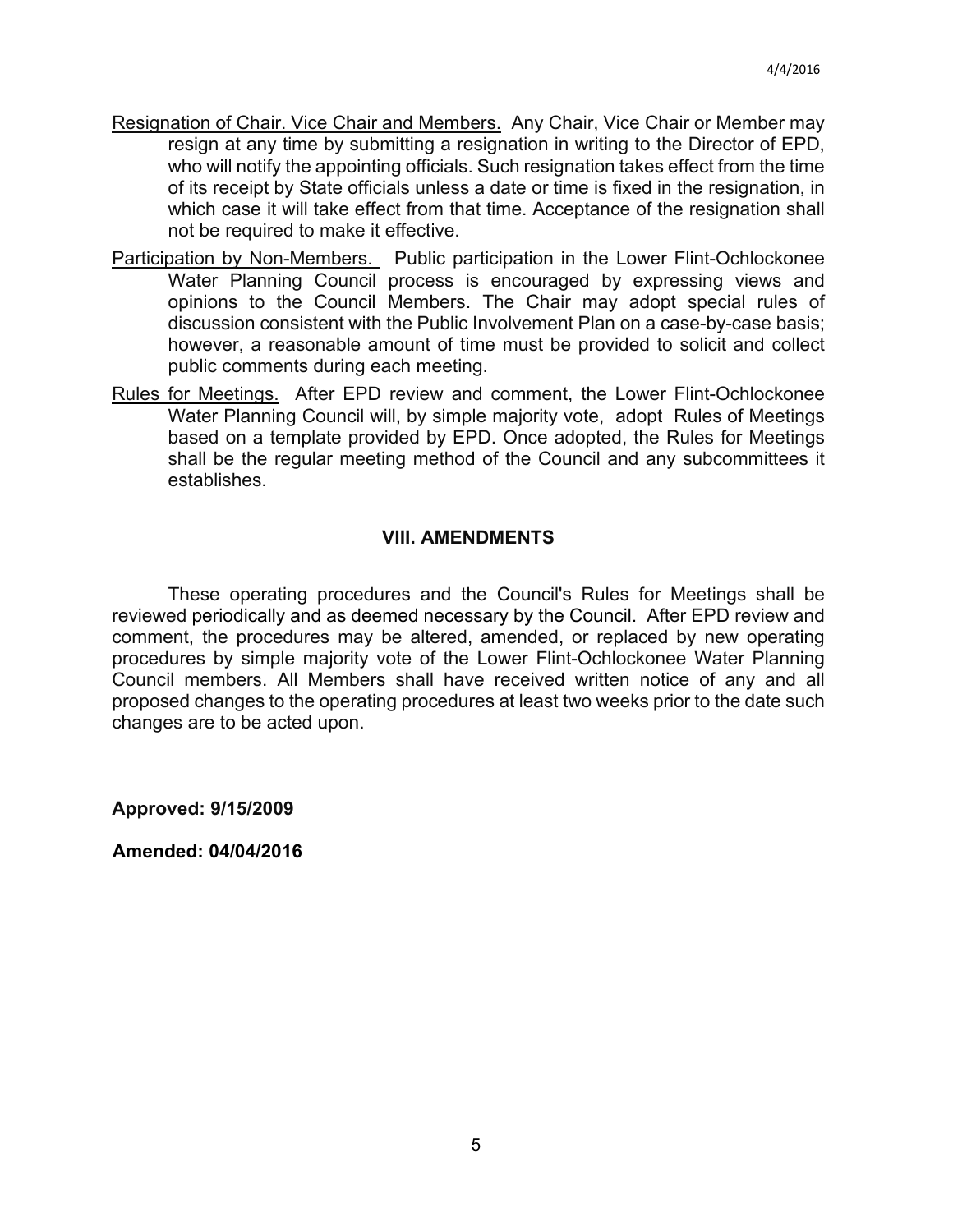Resignation of Chair. Vice Chair and Members. Any Chair, Vice Chair or Member may resign at any time by submitting a resignation in writing to the Director of EPD, who will notify the appointing officials. Such resignation takes effect from the time of its receipt by State officials unless a date or time is fixed in the resignation, in which case it will take effect from that time. Acceptance of the resignation shall not be required to make it effective.

Participation by Non-Members. Public participation in the Lower Flint-Ochlockonee Water Planning Council process is encouraged by expressing views and opinions to the Council Members. The Chair may adopt special rules of discussion consistent with the Public Involvement Plan on a case-by-case basis; however, a reasonable amount of time must be provided to solicit and collect public comments during each meeting.

Rules for Meetings. After EPD review and comment, the Lower Flint-Ochlockonee Water Planning Council will, by simple majority vote, adopt Rules of Meetings based on a template provided by EPD. Once adopted, the Rules for Meetings shall be the regular meeting method of the Council and any subcommittees it establishes.

## VIII. AMENDMENTS

These operating procedures and the Council's Rules for Meetings shall be reviewed periodically and as deemed necessary by the Council. After EPD review and comment, the procedures may be altered, amended, or replaced by new operating procedures by simple majority vote of the Lower Flint-Ochlockonee Water Planning Council members. All Members shall have received written notice of any and all proposed changes to the operating procedures at least two weeks prior to the date such changes are to be acted upon.

**Approved: 9/15/2009**

**Amended: 04/04/2016**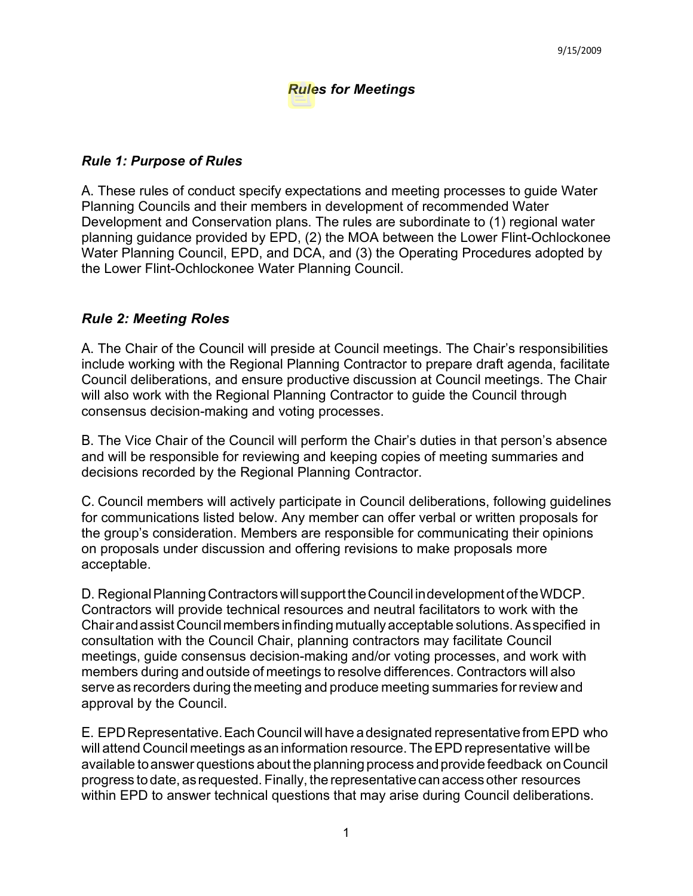# *Rules for Meetings*

## *Rule 1: Purpose of Rules*

A. These rules of conduct specify expectations and meeting processes to guide Water Planning Councils and their members in development of recommended Water Development and Conservation plans. The rules are subordinate to (1) regional water planning guidance provided by EPD, (2) the MOA between the Lower Flint-Ochlockonee Water Planning Council, EPD, and DCA, and (3) the Operating Procedures adopted by the Lower Flint-Ochlockonee Water Planning Council.

## *Rule 2: Meeting Roles*

A. The Chair of the Council will preside at Council meetings. The Chair's responsibilities include working with the Regional Planning Contractor to prepare draft agenda, facilitate Council deliberations, and ensure productive discussion at Council meetings. The Chair will also work with the Regional Planning Contractor to guide the Council through consensus decision-making and voting processes.

B. The Vice Chair of the Council will perform the Chair's duties in that person's absence and will be responsible for reviewing and keeping copies of meeting summaries and decisions recorded by the Regional Planning Contractor.

C. Council members will actively participate in Council deliberations, following guidelines for communications listed below. Any member can offer verbal or written proposals for the group's consideration. Members are responsible for communicating their opinions on proposals under discussion and offering revisions to make proposals more acceptable.

D. Regional Planning Contractors will support the Council in development of the WDCP. Contractors will provide technical resources and neutral facilitators to work with the Chair and assist Council members in finding mutually acceptable solutions. As specified in consultation with the Council Chair, planning contractors may facilitate Council meetings, guide consensus decision-making and/or voting processes, and work with members during and outside of meetings to resolve differences. Contractors will also serve as recorders during the meeting and produce meeting summaries for review and approval by the Council.

E. EPD Representative. Each Council will have a designated representative from EPD who will attend Council meetings as an information resource. The EPD representative will be available to answer questions about the planning process and provide feedback on Council progress to date, as requested. Finally, the representative can access other resources within EPD to answer technical questions that may arise during Council deliberations.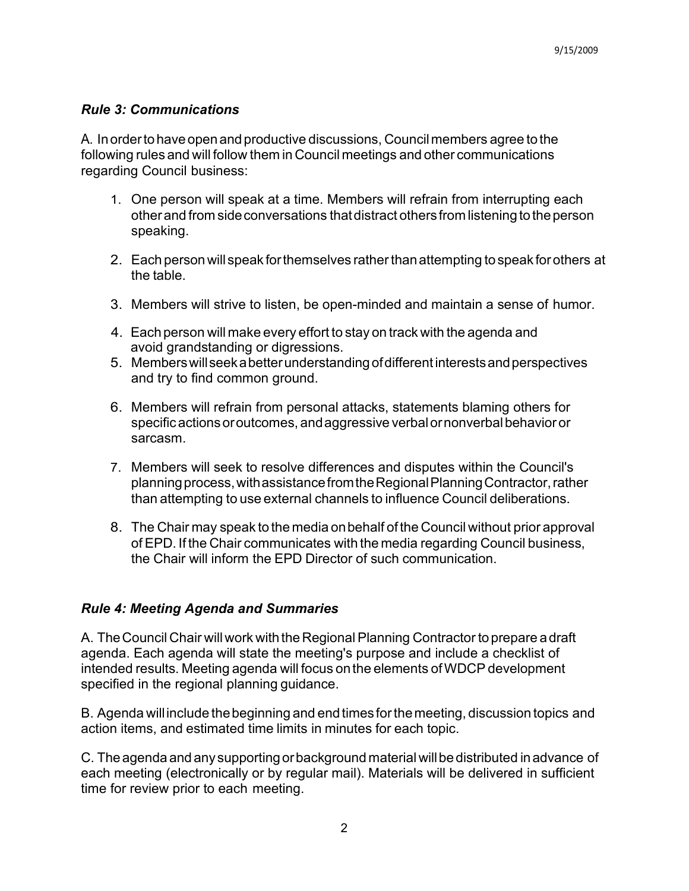### *Rule 3: Communications*

A. In order to have open and productive discussions, Council members agree to the following rules and will follow them in Council meetings and other communications regarding Council business:

1. One person will speak at a time. Members will refrain from interrupting each other and from side conversations that distract others from listening to the person speaking.
2. Each person will speak for themselves rather than attempting to speak for others at the table.
3. Members will strive to listen, be open-minded and maintain a sense of humor.
4. Each person will make every effort to stay on track with the agenda and avoid grandstanding or digressions.
5. Members will seek a better understanding of different interests and perspectives and try to find common ground.
6. Members will refrain from personal attacks, statements blaming others for specific actions or outcomes, and aggressive verbal or nonverbal behavior or sarcasm.
7. Members will seek to resolve differences and disputes within the Council's planning process, with assistance from the Regional Planning Contractor, rather than attempting to use external channels to influence Council deliberations.
8. The Chair may speak to the media on behalf of the Council without prior approval of EPD. If the Chair communicates with the media regarding Council business, the Chair will inform the EPD Director of such communication.

### *Rule 4: Meeting Agenda and Summaries*

A. The Council Chair will work with the Regional Planning Contractor to prepare a draft agenda. Each agenda will state the meeting's purpose and include a checklist of intended results. Meeting agenda will focus on the elements of WDCP development specified in the regional planning guidance.

B. Agenda will include the beginning and end times for the meeting, discussion topics and action items, and estimated time limits in minutes for each topic.

C. The agenda and any supporting or background material will be distributed in advance of each meeting (electronically or by regular mail). Materials will be delivered in sufficient time for review prior to each meeting.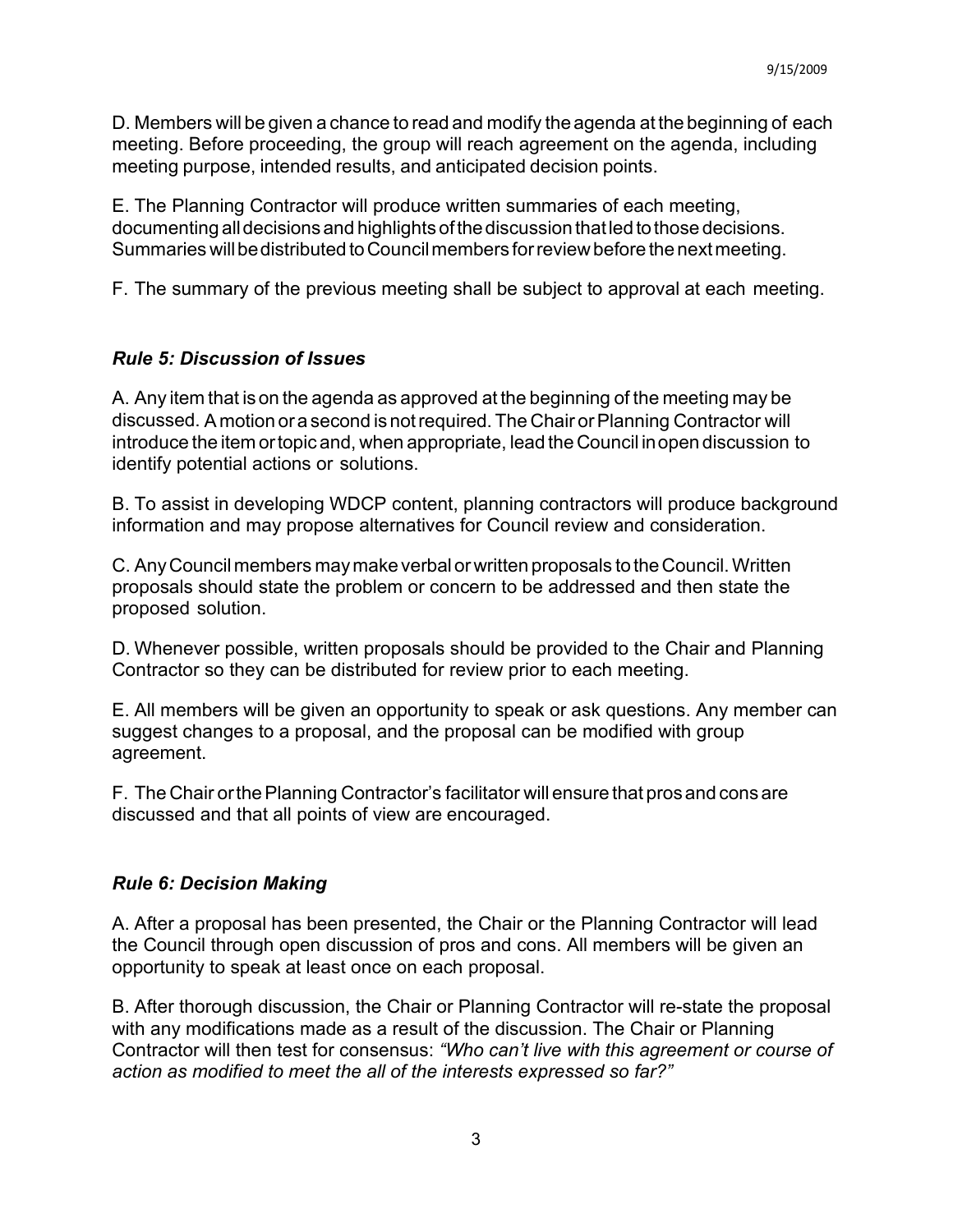D. Members will be given a chance to read and modify the agenda at the beginning of each meeting. Before proceeding, the group will reach agreement on the agenda, including meeting purpose, intended results, and anticipated decision points.

E. The Planning Contractor will produce written summaries of each meeting, documenting all decisions and highlights of the discussion that led to those decisions. Summaries will be distributed to Council members for review before the next meeting.

F. The summary of the previous meeting shall be subject to approval at each meeting.

### *Rule 5: Discussion of Issues*

A. Any item that is on the agenda as approved at the beginning of the meeting may be discussed. A motion or a second is not required. The Chair or Planning Contractor will introduce the item or topic and, when appropriate, lead the Council in open discussion to identify potential actions or solutions.

B. To assist in developing WDCP content, planning contractors will produce background information and may propose alternatives for Council review and consideration.

C. Any Council members may make verbal or written proposals to the Council. Written proposals should state the problem or concern to be addressed and then state the proposed solution.

D. Whenever possible, written proposals should be provided to the Chair and Planning Contractor so they can be distributed for review prior to each meeting.

E. All members will be given an opportunity to speak or ask questions. Any member can suggest changes to a proposal, and the proposal can be modified with group agreement.

F. The Chair or the Planning Contractor's facilitator will ensure that pros and cons are discussed and that all points of view are encouraged.

### *Rule 6: Decision Making*

A. After a proposal has been presented, the Chair or the Planning Contractor will lead the Council through open discussion of pros and cons. All members will be given an opportunity to speak at least once on each proposal.

B. After thorough discussion, the Chair or Planning Contractor will re-state the proposal with any modifications made as a result of the discussion. The Chair or Planning Contractor will then test for consensus: *"Who can't live with this agreement or course of action as modified to meet the all of the interests expressed so far?"*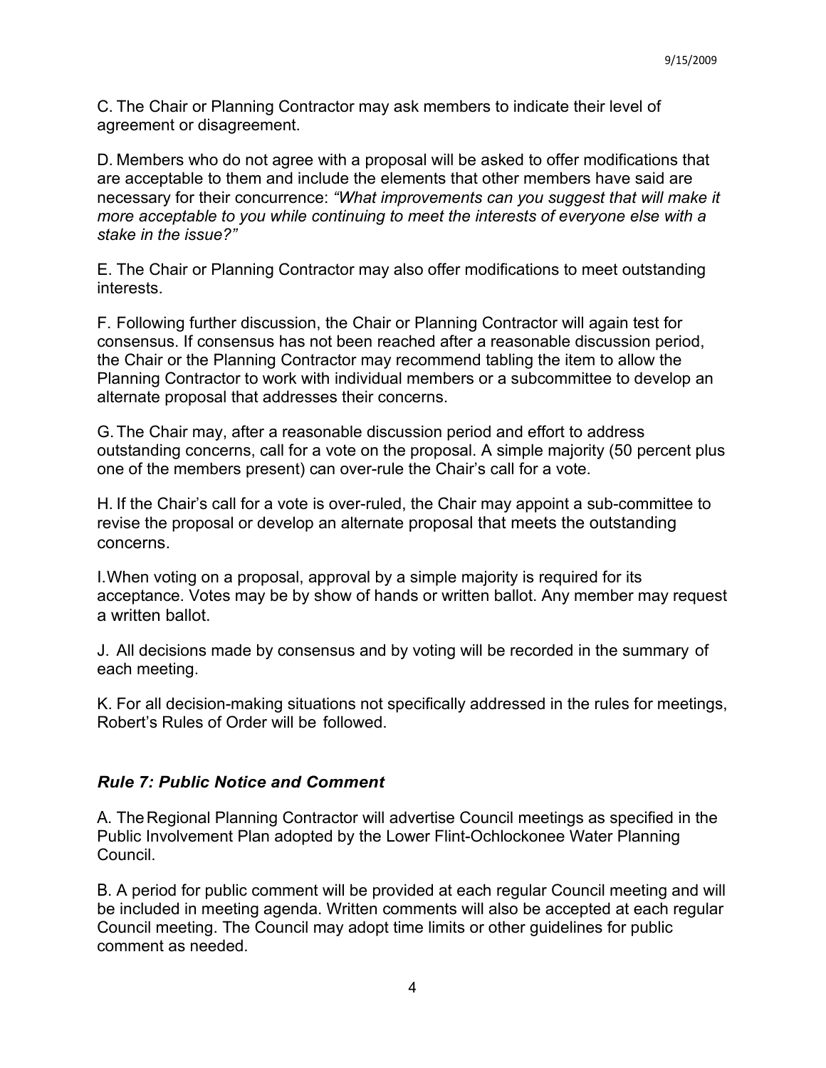C. The Chair or Planning Contractor may ask members to indicate their level of agreement or disagreement.

D. Members who do not agree with a proposal will be asked to offer modifications that are acceptable to them and include the elements that other members have said are necessary for their concurrence: *"What improvements can you suggest that will make it more acceptable to you while continuing to meet the interests of everyone else with a stake in the issue?"*

E. The Chair or Planning Contractor may also offer modifications to meet outstanding interests.

F. Following further discussion, the Chair or Planning Contractor will again test for consensus. If consensus has not been reached after a reasonable discussion period, the Chair or the Planning Contractor may recommend tabling the item to allow the Planning Contractor to work with individual members or a subcommittee to develop an alternate proposal that addresses their concerns.

G. The Chair may, after a reasonable discussion period and effort to address outstanding concerns, call for a vote on the proposal. A simple majority (50 percent plus one of the members present) can over-rule the Chair's call for a vote.

H. If the Chair's call for a vote is over-ruled, the Chair may appoint a sub-committee to revise the proposal or develop an alternate proposal that meets the outstanding concerns.

I. When voting on a proposal, approval by a simple majority is required for its acceptance. Votes may be by show of hands or written ballot. Any member may request a written ballot.

J. All decisions made by consensus and by voting will be recorded in the summary of each meeting.

K. For all decision-making situations not specifically addressed in the rules for meetings, Robert's Rules of Order will be followed.

### *Rule 7: Public Notice and Comment*

A. The Regional Planning Contractor will advertise Council meetings as specified in the Public Involvement Plan adopted by the Lower Flint-Ochlockonee Water Planning Council.

B. A period for public comment will be provided at each regular Council meeting and will be included in meeting agenda. Written comments will also be accepted at each regular Council meeting. The Council may adopt time limits or other guidelines for public comment as needed.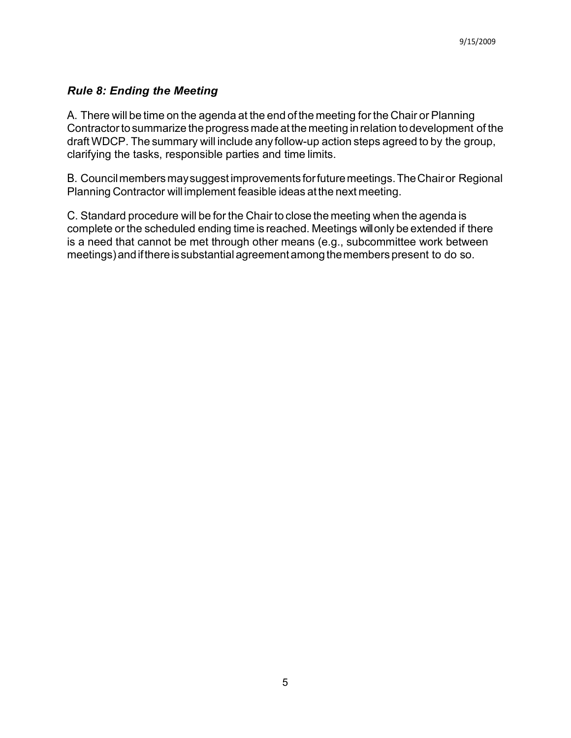### *Rule 8: Ending the Meeting*

A. There will be time on the agenda at the end of the meeting for the Chair or Planning Contractor to summarize the progress made at the meeting in relation to development of the draft WDCP. The summary will include any follow-up action steps agreed to by the group, clarifying the tasks, responsible parties and time limits.

B. Council members may suggest improvements for future meetings. The Chair or Regional Planning Contractor will implement feasible ideas at the next meeting.

C. Standard procedure will be for the Chair to close the meeting when the agenda is complete or the scheduled ending time is reached. Meetings will only be extended if there is a need that cannot be met through other means (e.g., subcommittee work between meetings) and if there is substantial agreement among the members present to do so.